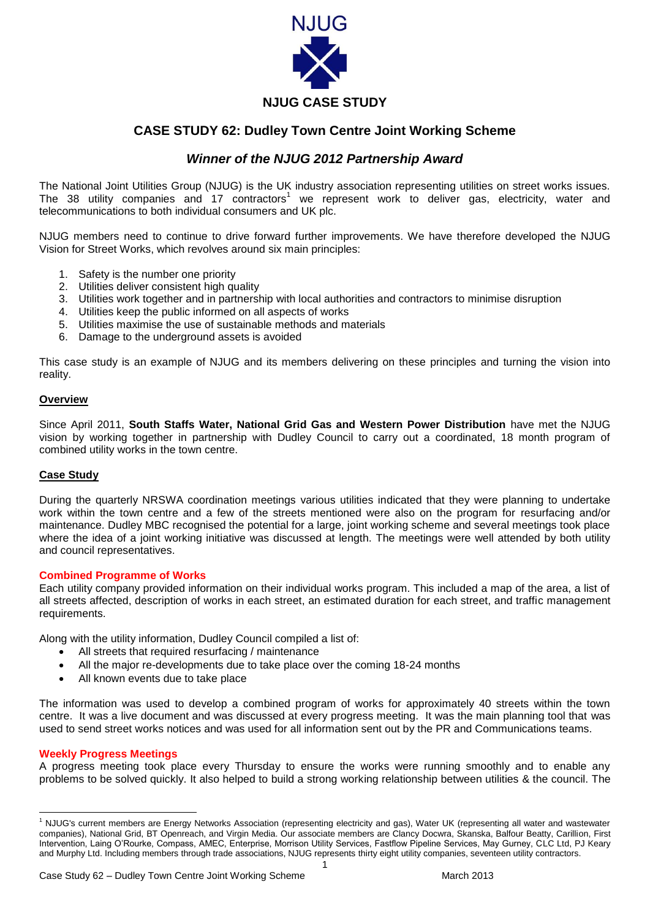NJUG

# NJUG CASE STUDY

## CASE STUDY 62: Dudley Town Centre Joint Working Scheme

### *Winner of the NJUG 2012 Partnership Award*

The National Joint Utilities Group (NJUG) is the UK industry association representing utilities on street works issues. The 38 utility companies and 17 contractors[1] we represent work to deliver gas, electricity, water and telecommunications to both individual consumers and UK plc.

NJUG members need to continue to drive forward further improvements. We have therefore developed the NJUG Vision for Street Works, which revolves around six main principles:

1. Safety is the number one priority
2. Utilities deliver consistent high quality
3. Utilities work together and in partnership with local authorities and contractors to minimise disruption
4. Utilities keep the public informed on all aspects of works
5. Utilities maximise the use of sustainable methods and materials
6. Damage to the underground assets is avoided

This case study is an example of NJUG and its members delivering on these principles and turning the vision into reality.

**Overview**

Since April 2011, **South Staffs Water, National Grid Gas and Western Power Distribution** have met the NJUG vision by working together in partnership with Dudley Council to carry out a coordinated, 18 month program of combined utility works in the town centre.

**Case Study**

During the quarterly NRSWA coordination meetings various utilities indicated that they were planning to undertake work within the town centre and a few of the streets mentioned were also on the program for resurfacing and/or maintenance. Dudley MBC recognised the potential for a large, joint working scheme and several meetings took place where the idea of a joint working initiative was discussed at length. The meetings were well attended by both utility and council representatives.

**Combined Programme of Works**

Each utility company provided information on their individual works program. This included a map of the area, a list of all streets affected, description of works in each street, an estimated duration for each street, and traffic management requirements.

Along with the utility information, Dudley Council compiled a list of:

- All streets that required resurfacing / maintenance
- All the major re-developments due to take place over the coming 18-24 months
- All known events due to take place

The information was used to develop a combined program of works for approximately 40 streets within the town centre. It was a live document and was discussed at every progress meeting. It was the main planning tool that was used to send street works notices and was used for all information sent out by the PR and Communications teams.

**Weekly Progress Meetings**

A progress meeting took place every Thursday to ensure the works were running smoothly and to enable any problems to be solved quickly. It also helped to build a strong working relationship between utilities & the council. The

[1] NJUG's current members are Energy Networks Association (representing electricity and gas), Water UK (representing all water and wastewater companies), National Grid, BT Openreach, and Virgin Media. Our associate members are Clancy Docwra, Skanska, Balfour Beatty, Carillion, First Intervention, Laing O'Rourke, Compass, AMEC, Enterprise, Morrison Utility Services, Fastflow Pipeline Services, May Gurney, CLC Ltd, PJ Keary and Murphy Ltd. Including members through trade associations, NJUG represents thirty eight utility companies, seventeen utility contractors.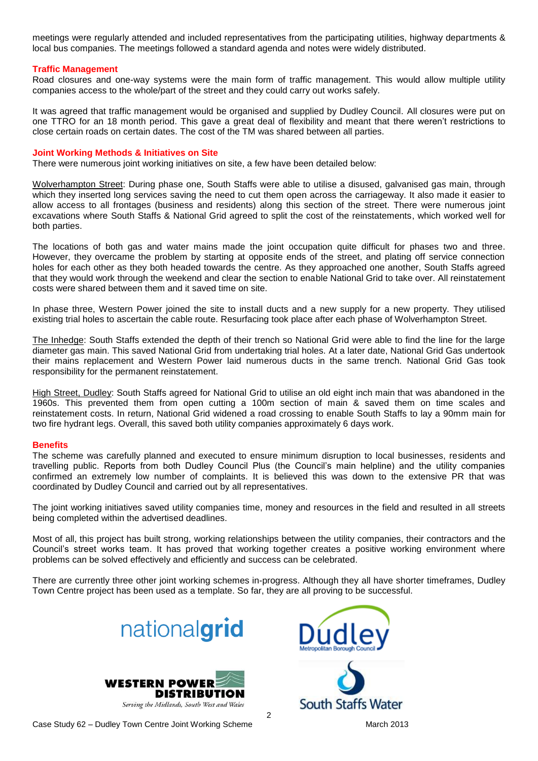meetings were regularly attended and included representatives from the participating utilities, highway departments & local bus companies. The meetings followed a standard agenda and notes were widely distributed.

### Traffic Management

Road closures and one-way systems were the main form of traffic management. This would allow multiple utility companies access to the whole/part of the street and they could carry out works safely.

It was agreed that traffic management would be organised and supplied by Dudley Council. All closures were put on one TTRO for an 18 month period. This gave a great deal of flexibility and meant that there weren't restrictions to close certain roads on certain dates. The cost of the TM was shared between all parties.

### Joint Working Methods & Initiatives on Site

There were numerous joint working initiatives on site, a few have been detailed below:

Wolverhampton Street: During phase one, South Staffs were able to utilise a disused, galvanised gas main, through which they inserted long services saving the need to cut them open across the carriageway. It also made it easier to allow access to all frontages (business and residents) along this section of the street. There were numerous joint excavations where South Staffs & National Grid agreed to split the cost of the reinstatements, which worked well for both parties.

The locations of both gas and water mains made the joint occupation quite difficult for phases two and three. However, they overcame the problem by starting at opposite ends of the street, and plating off service connection holes for each other as they both headed towards the centre. As they approached one another, South Staffs agreed that they would work through the weekend and clear the section to enable National Grid to take over. All reinstatement costs were shared between them and it saved time on site.

In phase three, Western Power joined the site to install ducts and a new supply for a new property. They utilised existing trial holes to ascertain the cable route. Resurfacing took place after each phase of Wolverhampton Street.

The Inhedge: South Staffs extended the depth of their trench so National Grid were able to find the line for the large diameter gas main. This saved National Grid from undertaking trial holes. At a later date, National Grid Gas undertook their mains replacement and Western Power laid numerous ducts in the same trench. National Grid Gas took responsibility for the permanent reinstatement.

High Street, Dudley: South Staffs agreed for National Grid to utilise an old eight inch main that was abandoned in the 1960s. This prevented them from open cutting a 100m section of main & saved them on time scales and reinstatement costs. In return, National Grid widened a road crossing to enable South Staffs to lay a 90mm main for two fire hydrant legs. Overall, this saved both utility companies approximately 6 days work.

### Benefits

The scheme was carefully planned and executed to ensure minimum disruption to local businesses, residents and travelling public. Reports from both Dudley Council Plus (the Council's main helpline) and the utility companies confirmed an extremely low number of complaints. It is believed this was down to the extensive PR that was coordinated by Dudley Council and carried out by all representatives.

The joint working initiatives saved utility companies time, money and resources in the field and resulted in all streets being completed within the advertised deadlines.

Most of all, this project has built strong, working relationships between the utility companies, their contractors and the Council's street works team. It has proved that working together creates a positive working environment where problems can be solved effectively and efficiently and success can be celebrated.

There are currently three other joint working schemes in-progress. Although they all have shorter timeframes, Dudley Town Centre project has been used as a template. So far, they are all proving to be successful.

nationalgrid

Dudley Metropolitan Borough Council

WESTERN POWER DISTRIBUTION
Serving the Midlands, South West and Wales

South Staffs Water